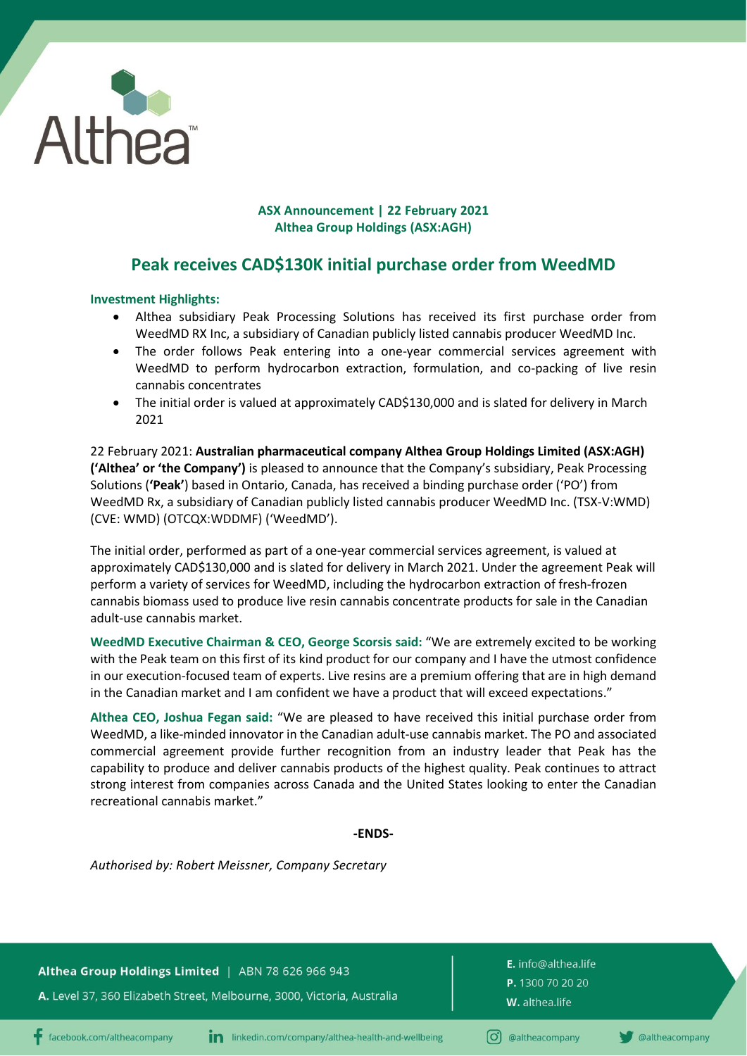**ASX Announcement | 22 February 2021**
**Althea Group Holdings (ASX:AGH)**

# Peak receives CAD$130K initial purchase order from WeedMD

**Investment Highlights:**

- Althea subsidiary Peak Processing Solutions has received its first purchase order from WeedMD RX Inc, a subsidiary of Canadian publicly listed cannabis producer WeedMD Inc.
- The order follows Peak entering into a one-year commercial services agreement with WeedMD to perform hydrocarbon extraction, formulation, and co-packing of live resin cannabis concentrates
- The initial order is valued at approximately CAD$130,000 and is slated for delivery in March 2021

22 February 2021: **Australian pharmaceutical company Althea Group Holdings Limited (ASX:AGH) ('Althea' or 'the Company')** is pleased to announce that the Company's subsidiary, Peak Processing Solutions (**'Peak'**) based in Ontario, Canada, has received a binding purchase order ('PO') from WeedMD Rx, a subsidiary of Canadian publicly listed cannabis producer WeedMD Inc. (TSX-V:WMD) (CVE: WMD) (OTCQX:WDDMF) ('WeedMD').

The initial order, performed as part of a one-year commercial services agreement, is valued at approximately CAD$130,000 and is slated for delivery in March 2021. Under the agreement Peak will perform a variety of services for WeedMD, including the hydrocarbon extraction of fresh-frozen cannabis biomass used to produce live resin cannabis concentrate products for sale in the Canadian adult-use cannabis market.

**WeedMD Executive Chairman & CEO, George Scorsis said:** "We are extremely excited to be working with the Peak team on this first of its kind product for our company and I have the utmost confidence in our execution-focused team of experts. Live resins are a premium offering that are in high demand in the Canadian market and I am confident we have a product that will exceed expectations."

**Althea CEO, Joshua Fegan said:** "We are pleased to have received this initial purchase order from WeedMD, a like-minded innovator in the Canadian adult-use cannabis market. The PO and associated commercial agreement provide further recognition from an industry leader that Peak has the capability to produce and deliver cannabis products of the highest quality. Peak continues to attract strong interest from companies across Canada and the United States looking to enter the Canadian recreational cannabis market."

**-ENDS-**

*Authorised by: Robert Meissner, Company Secretary*

**Althea Group Holdings Limited** | ABN 78 626 966 943

**A.** Level 37, 360 Elizabeth Street, Melbourne, 3000, Victoria, Australia

**E.** info@althea.life
**P.** 1300 70 20 20
**W.** althea.life

facebook.com/altheacompany | linkedin.com/company/althea-health-and-wellbeing | @altheacompany | @altheacompany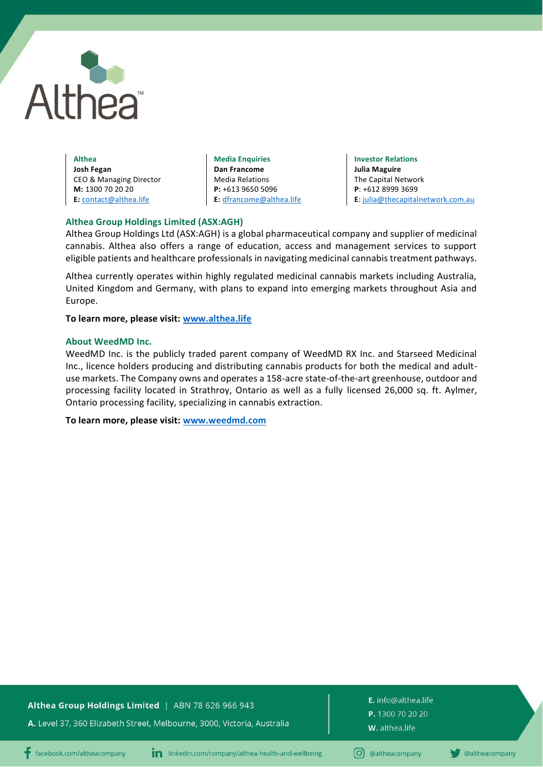**Althea**
**Josh Fegan**
CEO & Managing Director
**M:** 1300 70 20 20
**E:** contact@althea.life

**Media Enquiries**
**Dan Francome**
Media Relations
**P:** +613 9650 5096
**E:** dfrancome@althea.life

**Investor Relations**
**Julia Maguire**
The Capital Network
**P**: +612 8999 3699
**E**: julia@thecapitalnetwork.com.au

### Althea Group Holdings Limited (ASX:AGH)

Althea Group Holdings Ltd (ASX:AGH) is a global pharmaceutical company and supplier of medicinal cannabis. Althea also offers a range of education, access and management services to support eligible patients and healthcare professionals in navigating medicinal cannabis treatment pathways.

Althea currently operates within highly regulated medicinal cannabis markets including Australia, United Kingdom and Germany, with plans to expand into emerging markets throughout Asia and Europe.

**To learn more, please visit: www.althea.life**

### About WeedMD Inc.

WeedMD Inc. is the publicly traded parent company of WeedMD RX Inc. and Starseed Medicinal Inc., licence holders producing and distributing cannabis products for both the medical and adult-use markets. The Company owns and operates a 158-acre state-of-the-art greenhouse, outdoor and processing facility located in Strathroy, Ontario as well as a fully licensed 26,000 sq. ft. Aylmer, Ontario processing facility, specializing in cannabis extraction.

**To learn more, please visit: www.weedmd.com**